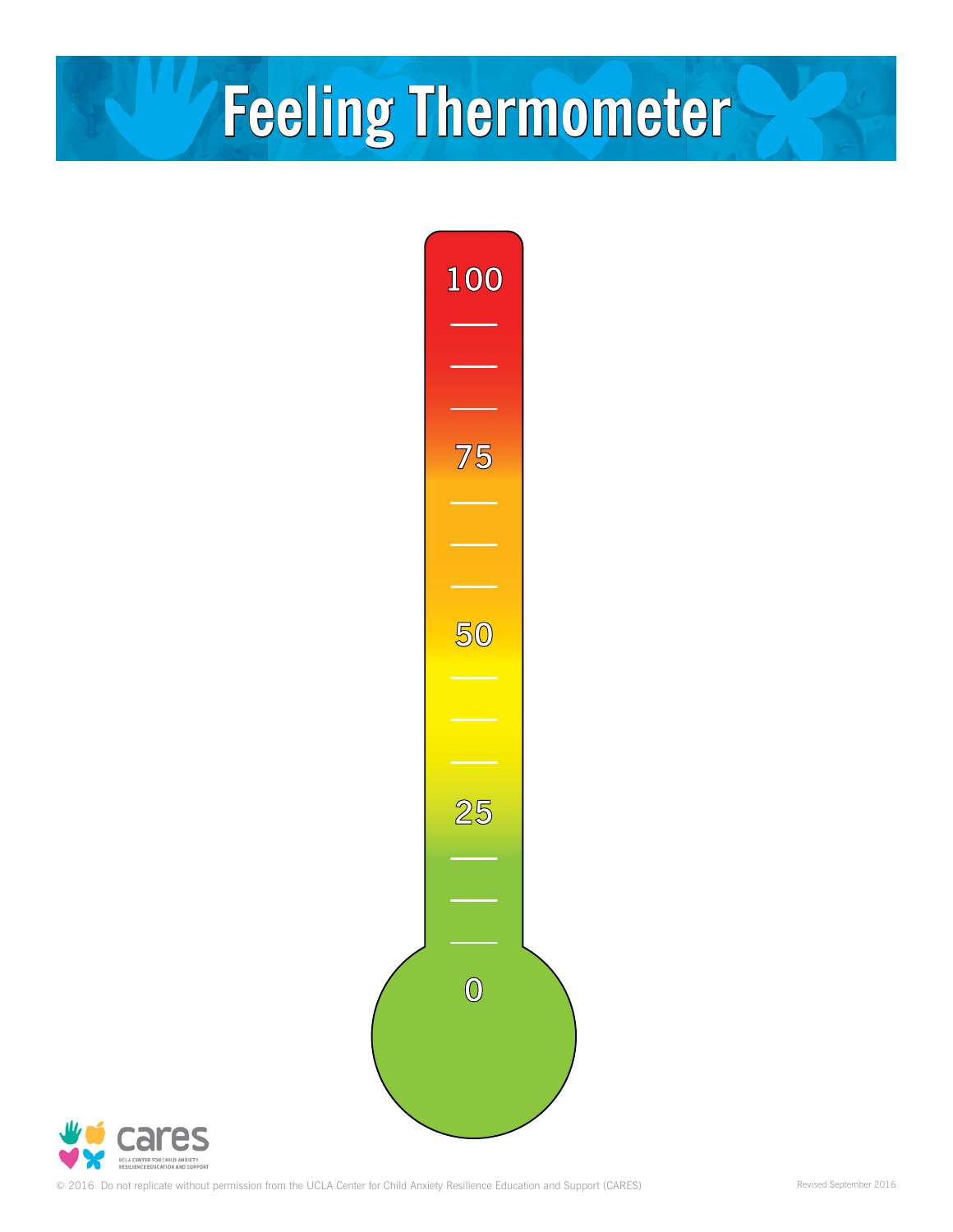# Feeling Thermometer

100

75

50

25

0

cares
UCLA CENTER FOR CHILD ANXIETY RESILIENCE EDUCATION AND SUPPORT

© 2016 Do not replicate without permission from the UCLA Center for Child Anxiety Resilience Education and Support (CARES)

Revised September 2016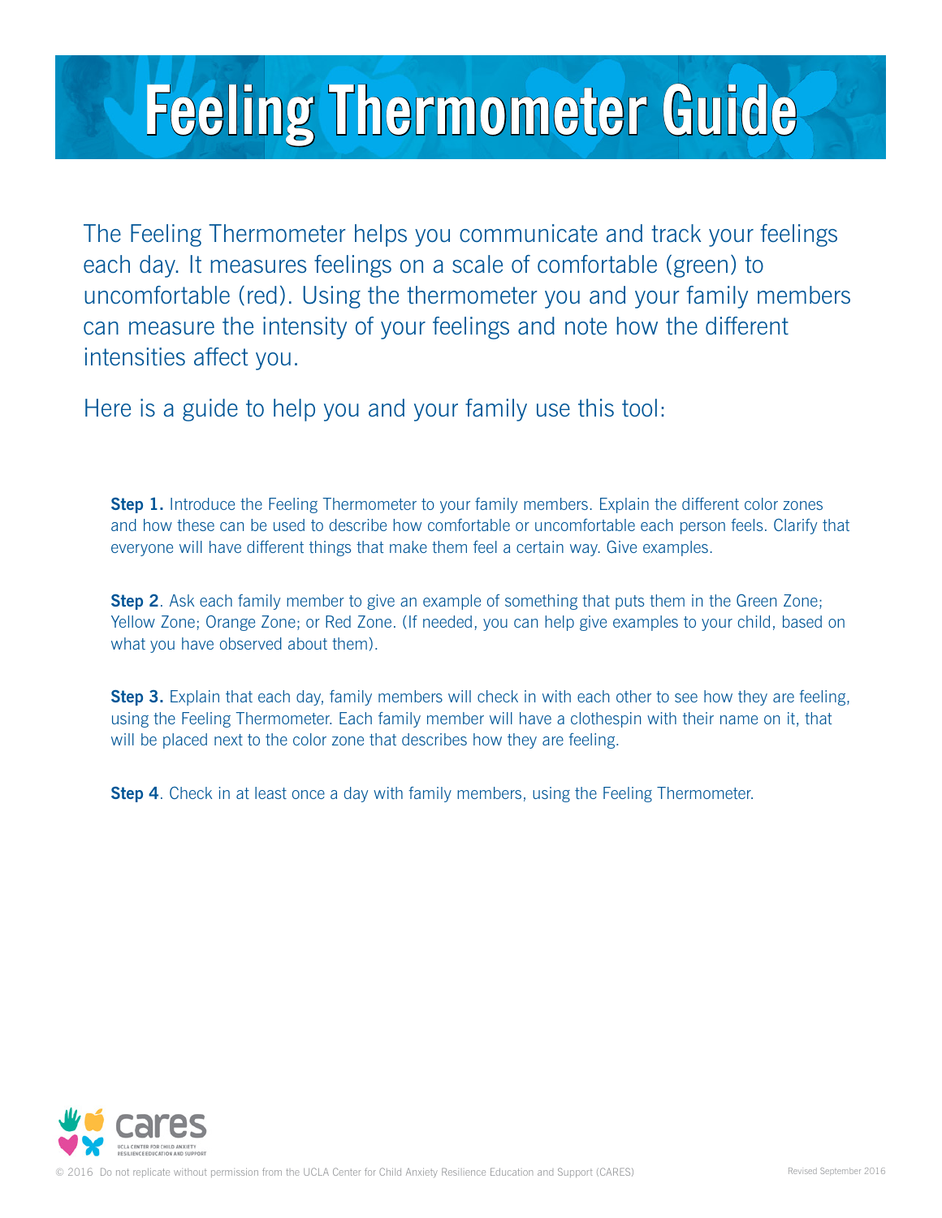# Feeling Thermometer Guide

The Feeling Thermometer helps you communicate and track your feelings each day. It measures feelings on a scale of comfortable (green) to uncomfortable (red). Using the thermometer you and your family members can measure the intensity of your feelings and note how the different intensities affect you.

Here is a guide to help you and your family use this tool:

**Step 1.** Introduce the Feeling Thermometer to your family members. Explain the different color zones and how these can be used to describe how comfortable or uncomfortable each person feels. Clarify that everyone will have different things that make them feel a certain way. Give examples.

**Step 2**. Ask each family member to give an example of something that puts them in the Green Zone; Yellow Zone; Orange Zone; or Red Zone. (If needed, you can help give examples to your child, based on what you have observed about them).

**Step 3.** Explain that each day, family members will check in with each other to see how they are feeling, using the Feeling Thermometer. Each family member will have a clothespin with their name on it, that will be placed next to the color zone that describes how they are feeling.

**Step 4**. Check in at least once a day with family members, using the Feeling Thermometer.

cares
UCLA CENTER FOR CHILD ANXIETY RESILIENCE EDUCATION AND SUPPORT

© 2016 Do not replicate without permission from the UCLA Center for Child Anxiety Resilience Education and Support (CARES)

Revised September 2016